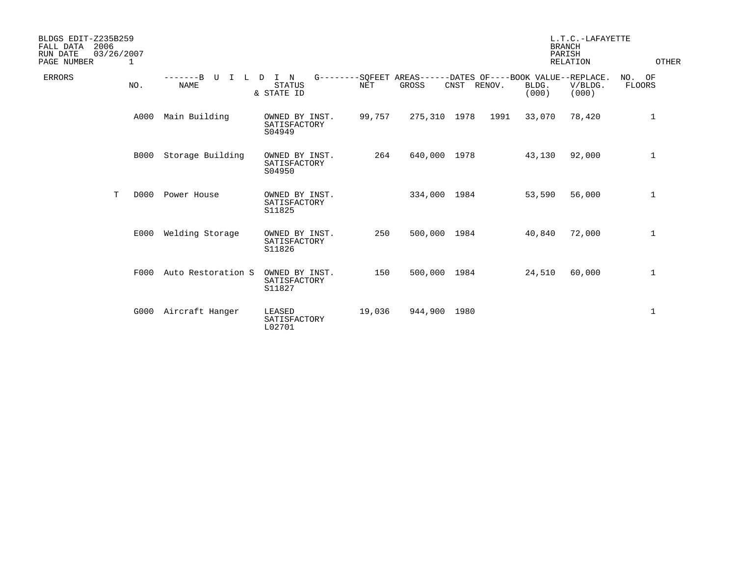BLDGS EDIT-Z235B259
FALL DATA 2006
RUN DATE 03/26/2007
PAGE NUMBER 1

L.T.C.-LAFAYETTE
BRANCH
PARISH
RELATION

OTHER

| ERRORS | NO. | -------B U I L D I N G-------- NAME | STATUS & STATE ID | SQFEET AREAS NET | GROSS | DATES OF CNST | RENOV. | BOOK VALUE BLDG. (000) | REPLACE. V/BLDG. (000) | NO. OF FLOORS |
|---|---|---|---|---|---|---|---|---|---|---|
| | A000 | Main Building | OWNED BY INST. SATISFACTORY S04949 | 99,757 | 275,310 | 1978 | 1991 | 33,070 | 78,420 | 1 |
| | B000 | Storage Building | OWNED BY INST. SATISFACTORY S04950 | 264 | 640,000 | 1978 | | 43,130 | 92,000 | 1 |
| T | D000 | Power House | OWNED BY INST. SATISFACTORY S11825 | | 334,000 | 1984 | | 53,590 | 56,000 | 1 |
| | E000 | Welding Storage | OWNED BY INST. SATISFACTORY S11826 | 250 | 500,000 | 1984 | | 40,840 | 72,000 | 1 |
| | F000 | Auto Restoration S | OWNED BY INST. SATISFACTORY S11827 | 150 | 500,000 | 1984 | | 24,510 | 60,000 | 1 |
| | G000 | Aircraft Hanger | LEASED SATISFACTORY L02701 | 19,036 | 944,900 | 1980 | | | | 1 |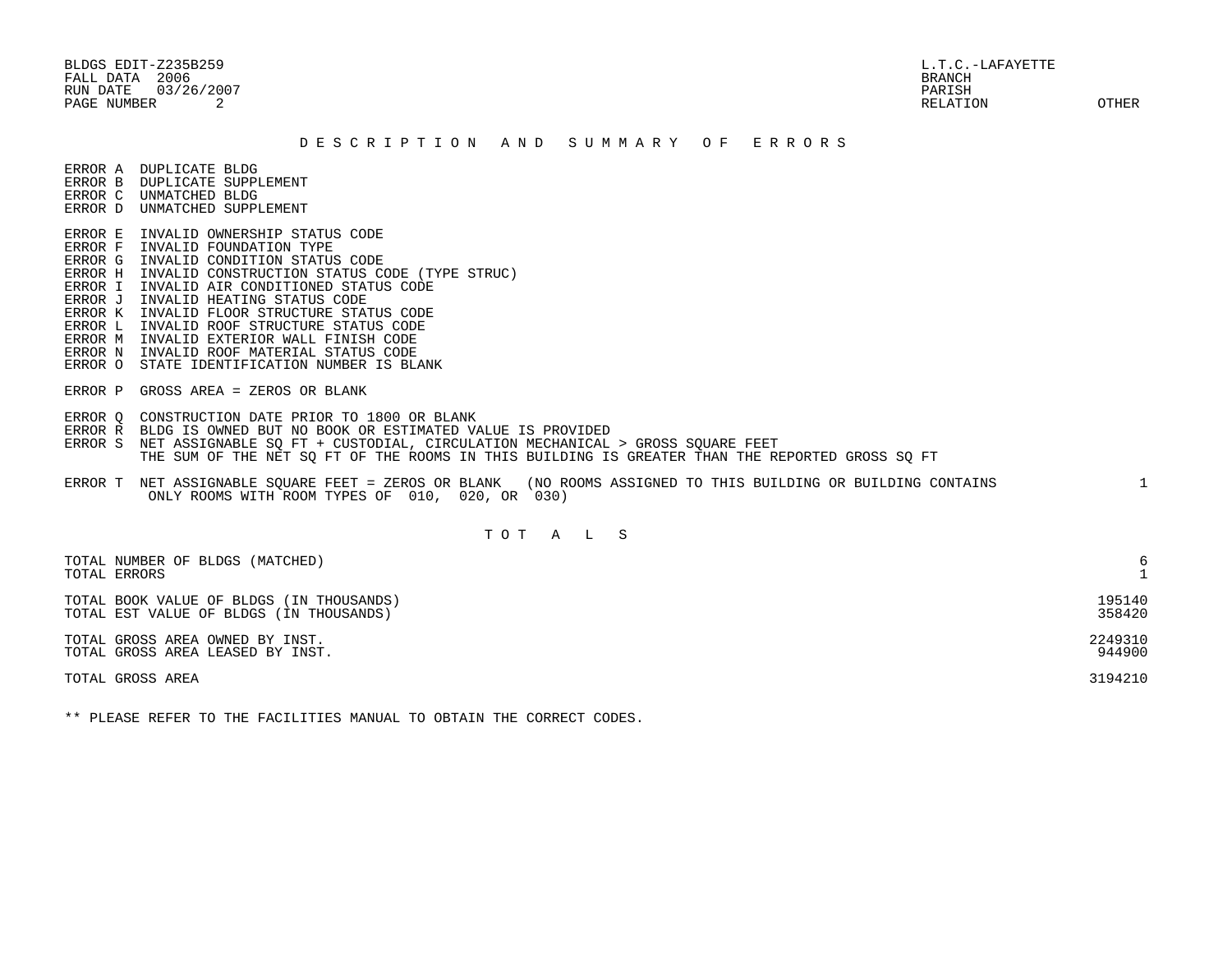BLDGS EDIT-Z235B259
FALL DATA 2006
RUN DATE 03/26/2007
PAGE NUMBER 2

L.T.C.-LAFAYETTE
BRANCH
PARISH
RELATION OTHER

## D E S C R I P T I O N   A N D   S U M M A R Y   O F   E R R O R S

ERROR A DUPLICATE BLDG
ERROR B DUPLICATE SUPPLEMENT
ERROR C UNMATCHED BLDG
ERROR D UNMATCHED SUPPLEMENT

ERROR E INVALID OWNERSHIP STATUS CODE
ERROR F INVALID FOUNDATION TYPE
ERROR G INVALID CONDITION STATUS CODE
ERROR H INVALID CONSTRUCTION STATUS CODE (TYPE STRUC)
ERROR I INVALID AIR CONDITIONED STATUS CODE
ERROR J INVALID HEATING STATUS CODE
ERROR K INVALID FLOOR STRUCTURE STATUS CODE
ERROR L INVALID ROOF STRUCTURE STATUS CODE
ERROR M INVALID EXTERIOR WALL FINISH CODE
ERROR N INVALID ROOF MATERIAL STATUS CODE
ERROR O STATE IDENTIFICATION NUMBER IS BLANK

ERROR P GROSS AREA = ZEROS OR BLANK

ERROR Q CONSTRUCTION DATE PRIOR TO 1800 OR BLANK
ERROR R BLDG IS OWNED BUT NO BOOK OR ESTIMATED VALUE IS PROVIDED
ERROR S NET ASSIGNABLE SQ FT + CUSTODIAL, CIRCULATION MECHANICAL > GROSS SQUARE FEET
THE SUM OF THE NET SQ FT OF THE ROOMS IN THIS BUILDING IS GREATER THAN THE REPORTED GROSS SQ FT

ERROR T NET ASSIGNABLE SQUARE FEET = ZEROS OR BLANK (NO ROOMS ASSIGNED TO THIS BUILDING OR BUILDING CONTAINS ONLY ROOMS WITH ROOM TYPES OF 010, 020, OR 030) 1

## T O T A L S

| | |
|---|---|
| TOTAL NUMBER OF BLDGS (MATCHED) | 6 |
| TOTAL ERRORS | 1 |
| TOTAL BOOK VALUE OF BLDGS (IN THOUSANDS) | 195140 |
| TOTAL EST VALUE OF BLDGS (IN THOUSANDS) | 358420 |
| TOTAL GROSS AREA OWNED BY INST. | 2249310 |
| TOTAL GROSS AREA LEASED BY INST. | 944900 |
| TOTAL GROSS AREA | 3194210 |

** PLEASE REFER TO THE FACILITIES MANUAL TO OBTAIN THE CORRECT CODES.